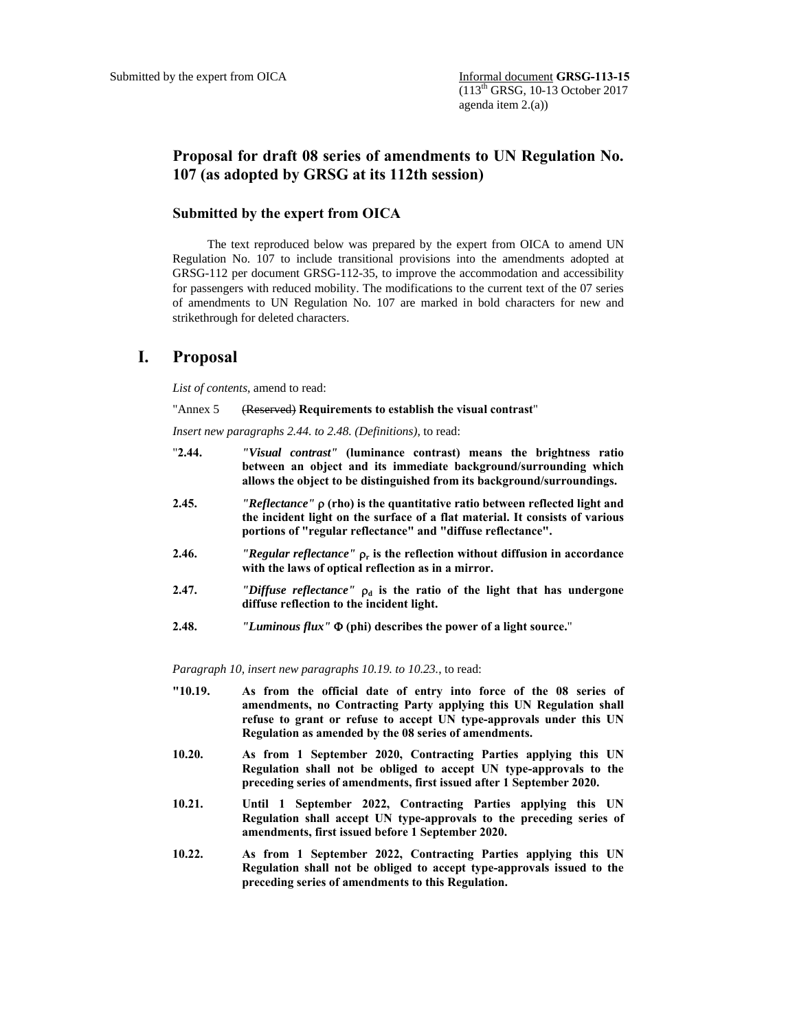Submitted by the expert from OICA

Informal document **GRSG-113-15**
(113th GRSG, 10-13 October 2017
agenda item 2.(a))

# Proposal for draft 08 series of amendments to UN Regulation No. 107 (as adopted by GRSG at its 112th session)

## Submitted by the expert from OICA

The text reproduced below was prepared by the expert from OICA to amend UN Regulation No. 107 to include transitional provisions into the amendments adopted at GRSG-112 per document GRSG-112-35, to improve the accommodation and accessibility for passengers with reduced mobility. The modifications to the current text of the 07 series of amendments to UN Regulation No. 107 are marked in bold characters for new and strikethrough for deleted characters.

# I. Proposal

*List of contents*, amend to read:

"Annex 5 ~~(Reserved)~~ **Requirements to establish the visual contrast**"

*Insert new paragraphs 2.44. to 2.48. (Definitions)*, to read:

"**2.44.** ***"Visual contrast"*** **(luminance contrast) means the brightness ratio between an object and its immediate background/surrounding which allows the object to be distinguished from its background/surroundings.**

**2.45.** ***"Reflectance"*** **$\rho$ (rho) is the quantitative ratio between reflected light and the incident light on the surface of a flat material. It consists of various portions of "regular reflectance" and "diffuse reflectance".**

**2.46.** ***"Regular reflectance"*** **$\rho_r$ is the reflection without diffusion in accordance with the laws of optical reflection as in a mirror.**

**2.47.** ***"Diffuse reflectance"*** **$\rho_d$ is the ratio of the light that has undergone diffuse reflection to the incident light.**

**2.48.** ***"Luminous flux"*** **$\Phi$ (phi) describes the power of a light source.**"

*Paragraph 10, insert new paragraphs 10.19. to 10.23.*, to read:

**"10.19. As from the official date of entry into force of the 08 series of amendments, no Contracting Party applying this UN Regulation shall refuse to grant or refuse to accept UN type-approvals under this UN Regulation as amended by the 08 series of amendments.**

**10.20. As from 1 September 2020, Contracting Parties applying this UN Regulation shall not be obliged to accept UN type-approvals to the preceding series of amendments, first issued after 1 September 2020.**

**10.21. Until 1 September 2022, Contracting Parties applying this UN Regulation shall accept UN type-approvals to the preceding series of amendments, first issued before 1 September 2020.**

**10.22. As from 1 September 2022, Contracting Parties applying this UN Regulation shall not be obliged to accept type-approvals issued to the preceding series of amendments to this Regulation.**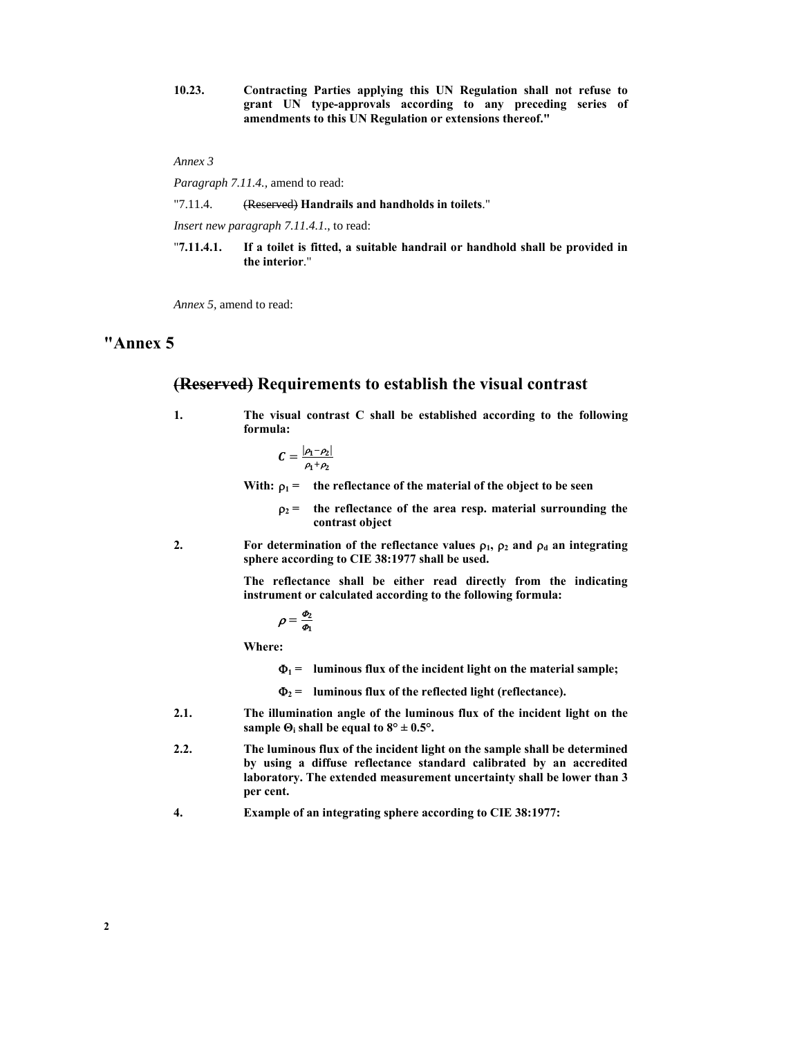**10.23.** **Contracting Parties applying this UN Regulation shall not refuse to grant UN type-approvals according to any preceding series of amendments to this UN Regulation or extensions thereof."**

*Annex 3*

*Paragraph 7.11.4.,* amend to read:

"7.11.4. ~~(Reserved)~~ **Handrails and handholds in toilets**."

*Insert new paragraph 7.11.4.1.,* to read:

"**7.11.4.1.** **If a toilet is fitted, a suitable handrail or handhold shall be provided in the interior**."

*Annex 5,* amend to read:

# "Annex 5

## ~~(Reserved)~~ Requirements to establish the visual contrast

**1.** **The visual contrast C shall be established according to the following formula:**

$$C = \frac{|\rho_1 - \rho_2|}{\rho_1 + \rho_2}$$

**With:** $\rho_1$ = **the reflectance of the material of the object to be seen**

$\rho_2$ = **the reflectance of the area resp. material surrounding the contrast object**

**2.** **For determination of the reflectance values $\rho_1$, $\rho_2$ and $\rho_d$ an integrating sphere according to CIE 38:1977 shall be used.**

**The reflectance shall be either read directly from the indicating instrument or calculated according to the following formula:**

$$\rho = \frac{\Phi_2}{\Phi_1}$$

**Where:**

$\Phi_1$ = **luminous flux of the incident light on the material sample;**

$\Phi_2$ = **luminous flux of the reflected light (reflectance).**

**2.1.** **The illumination angle of the luminous flux of the incident light on the sample $\Theta_i$ shall be equal to 8° ± 0.5°.**

**2.2.** **The luminous flux of the incident light on the sample shall be determined by using a diffuse reflectance standard calibrated by an accredited laboratory. The extended measurement uncertainty shall be lower than 3 per cent.**

**4.** **Example of an integrating sphere according to CIE 38:1977:**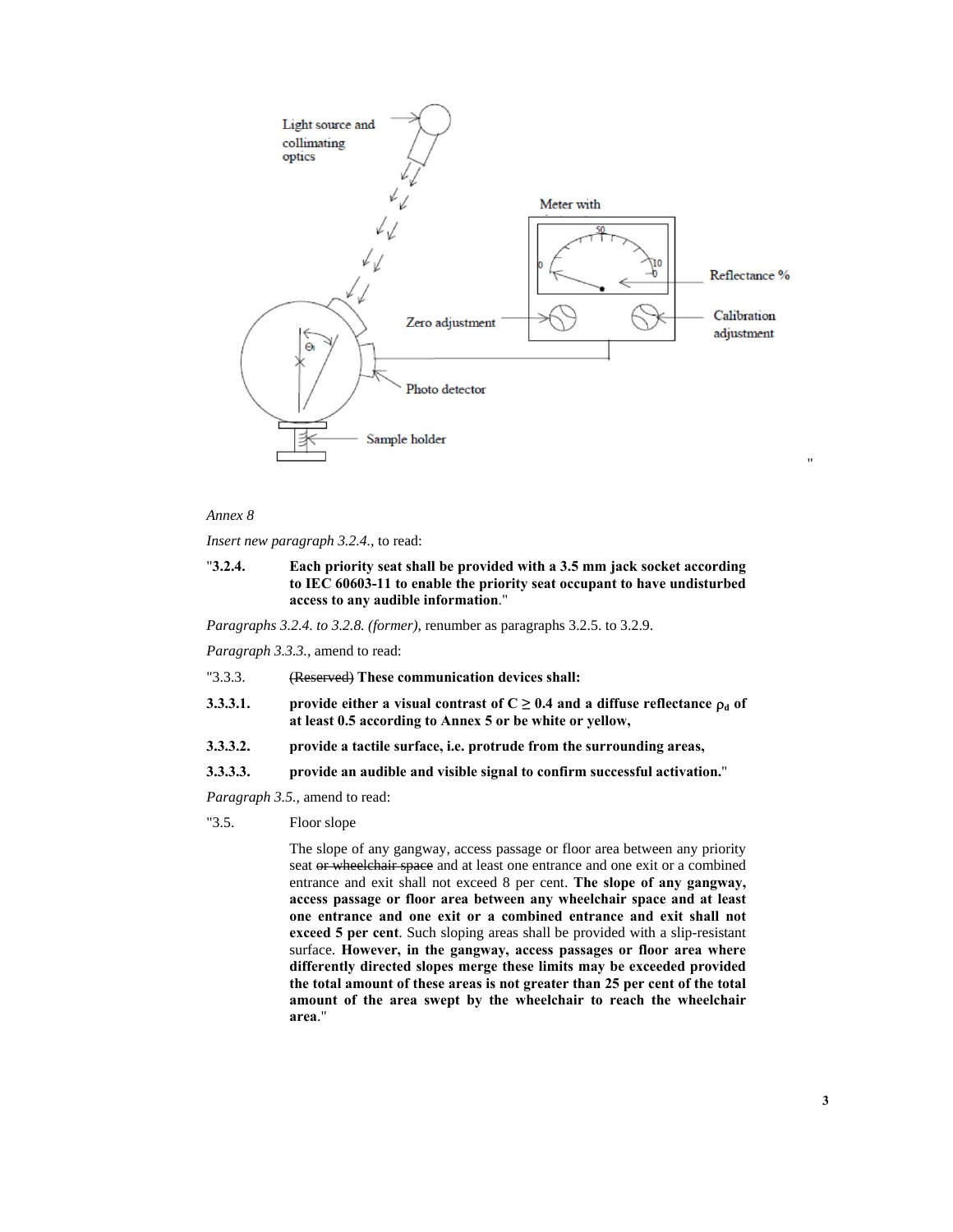Light source and collimating optics

Meter with

Reflectance %

Zero adjustment

Calibration adjustment

Photo detector

Sample holder

"

*Annex 8*

*Insert new paragraph 3.2.4.,* to read:

"**3.2.4.** **Each priority seat shall be provided with a 3.5 mm jack socket according to IEC 60603-11 to enable the priority seat occupant to have undisturbed access to any audible information**."

*Paragraphs 3.2.4. to 3.2.8. (former),* renumber as paragraphs 3.2.5. to 3.2.9.

*Paragraph 3.3.3.,* amend to read:

"3.3.3. ~~(Reserved)~~ **These communication devices shall:**

**3.3.3.1.** **provide either a visual contrast of C ≥ 0.4 and a diffuse reflectance $\rho_d$ of at least 0.5 according to Annex 5 or be white or yellow,**

**3.3.3.2.** **provide a tactile surface, i.e. protrude from the surrounding areas,**

**3.3.3.3.** **provide an audible and visible signal to confirm successful activation.**"

*Paragraph 3.5.,* amend to read:

"3.5. Floor slope

The slope of any gangway, access passage or floor area between any priority seat ~~or wheelchair space~~ and at least one entrance and one exit or a combined entrance and exit shall not exceed 8 per cent. **The slope of any gangway, access passage or floor area between any wheelchair space and at least one entrance and one exit or a combined entrance and exit shall not exceed 5 per cent**. Such sloping areas shall be provided with a slip-resistant surface. **However, in the gangway, access passages or floor area where differently directed slopes merge these limits may be exceeded provided the total amount of these areas is not greater than 25 per cent of the total amount of the area swept by the wheelchair to reach the wheelchair area**."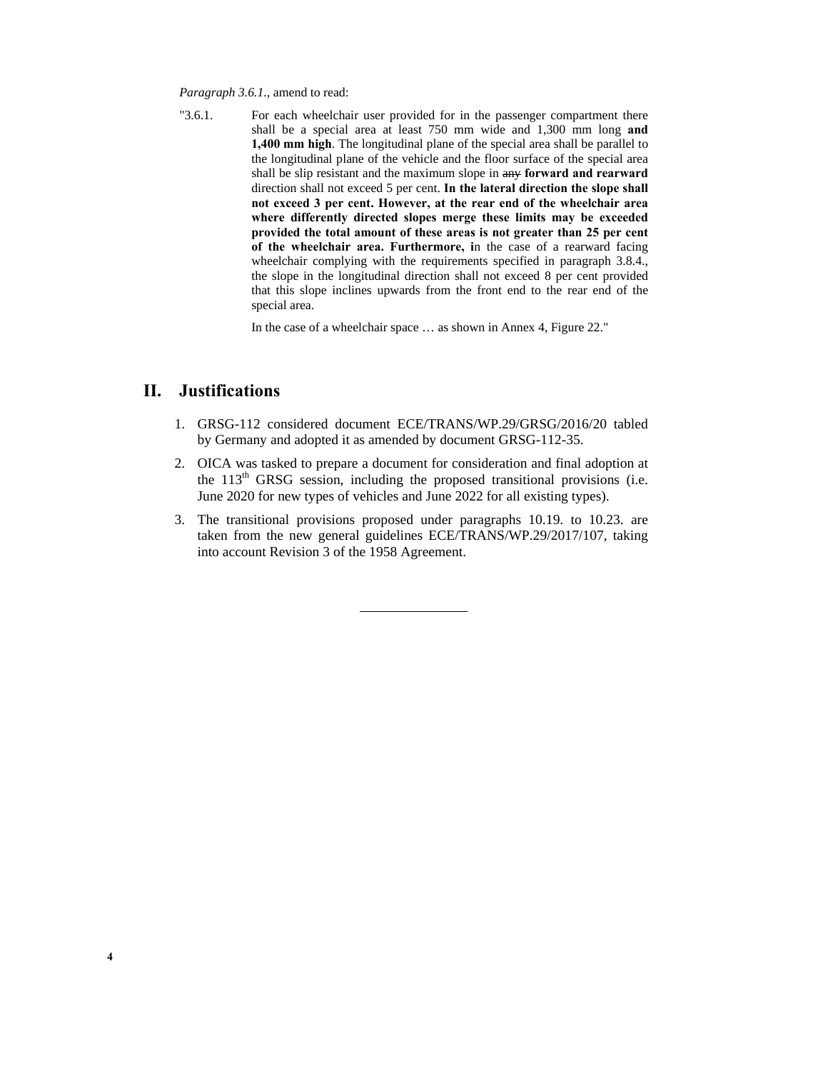*Paragraph 3.6.1.*, amend to read:

"3.6.1. For each wheelchair user provided for in the passenger compartment there shall be a special area at least 750 mm wide and 1,300 mm long **and 1,400 mm high**. The longitudinal plane of the special area shall be parallel to the longitudinal plane of the vehicle and the floor surface of the special area shall be slip resistant and the maximum slope in ~~any~~ **forward and rearward** direction shall not exceed 5 per cent. **In the lateral direction the slope shall not exceed 3 per cent. However, at the rear end of the wheelchair area where differently directed slopes merge these limits may be exceeded provided the total amount of these areas is not greater than 25 per cent of the wheelchair area. Furthermore, i**n the case of a rearward facing wheelchair complying with the requirements specified in paragraph 3.8.4., the slope in the longitudinal direction shall not exceed 8 per cent provided that this slope inclines upwards from the front end to the rear end of the special area.

In the case of a wheelchair space … as shown in Annex 4, Figure 22."

## II. Justifications

1. GRSG-112 considered document ECE/TRANS/WP.29/GRSG/2016/20 tabled by Germany and adopted it as amended by document GRSG-112-35.
2. OICA was tasked to prepare a document for consideration and final adoption at the 113th GRSG session, including the proposed transitional provisions (i.e. June 2020 for new types of vehicles and June 2022 for all existing types).
3. The transitional provisions proposed under paragraphs 10.19. to 10.23. are taken from the new general guidelines ECE/TRANS/WP.29/2017/107, taking into account Revision 3 of the 1958 Agreement.